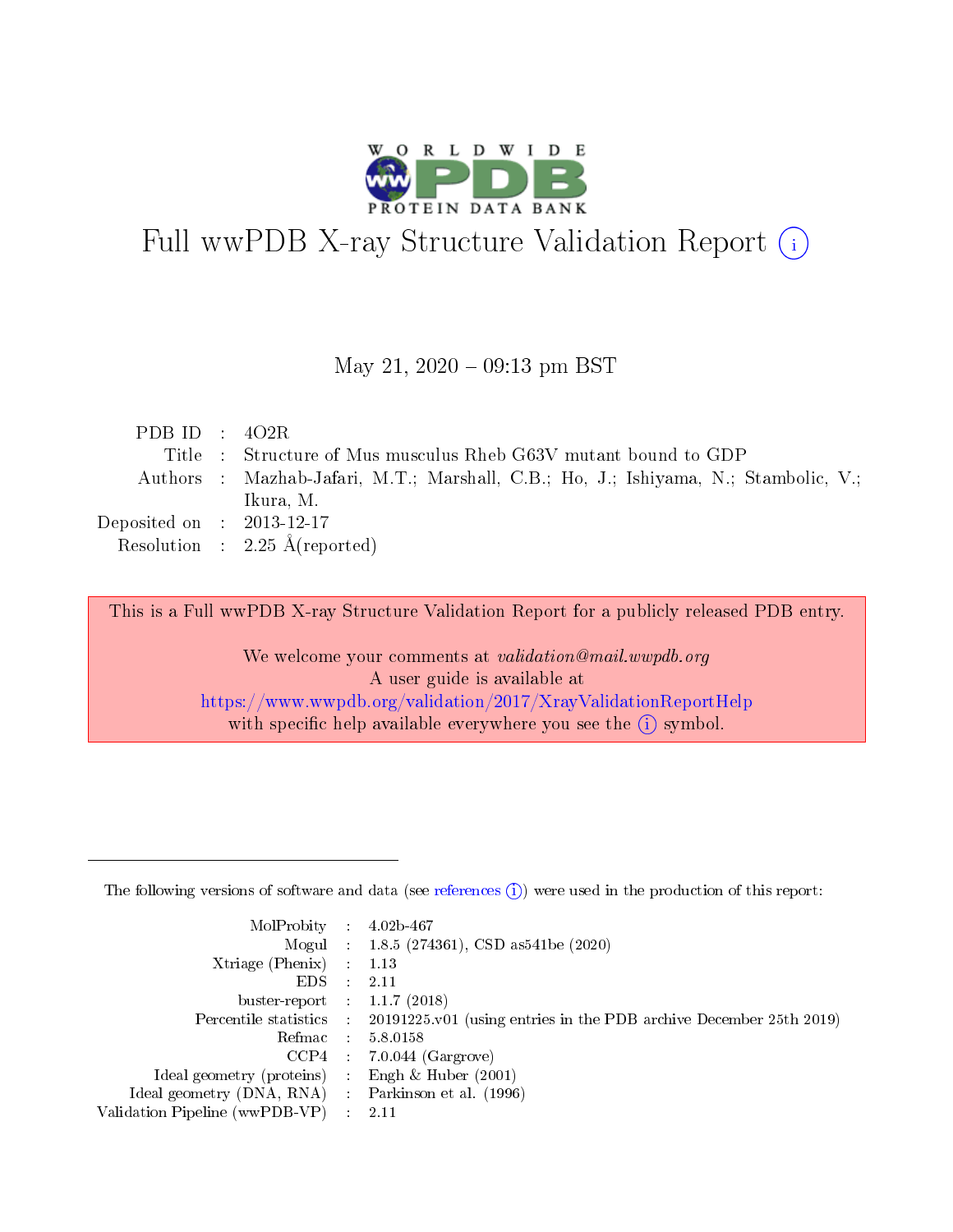# Full wwPDB X-ray Structure Validation Report (i)

May 21, 2020 – 09:13 pm BST

| | | |
|---|---|---|
| PDB ID | : | 4O2R |
| Title | : | Structure of Mus musculus Rheb G63V mutant bound to GDP |
| Authors | : | Mazhab-Jafari, M.T.; Marshall, C.B.; Ho, J.; Ishiyama, N.; Stambolic, V.; Ikura, M. |
| Deposited on | : | 2013-12-17 |
| Resolution | : | 2.25 Å(reported) |

This is a Full wwPDB X-ray Structure Validation Report for a publicly released PDB entry.

We welcome your comments at *validation@mail.wwpdb.org*
A user guide is available at
https://www.wwpdb.org/validation/2017/XrayValidationReportHelp
with specific help available everywhere you see the (i) symbol.

---

The following versions of software and data (see references (i)) were used in the production of this report:

| | | |
|---|---|---|
| MolProbity | : | 4.02b-467 |
| Mogul | : | 1.8.5 (274361), CSD as541be (2020) |
| Xtriage (Phenix) | : | 1.13 |
| EDS | : | 2.11 |
| buster-report | : | 1.1.7 (2018) |
| Percentile statistics | : | 20191225.v01 (using entries in the PDB archive December 25th 2019) |
| Refmac | : | 5.8.0158 |
| CCP4 | : | 7.0.044 (Gargrove) |
| Ideal geometry (proteins) | : | Engh & Huber (2001) |
| Ideal geometry (DNA, RNA) | : | Parkinson et al. (1996) |
| Validation Pipeline (wwPDB-VP) | : | 2.11 |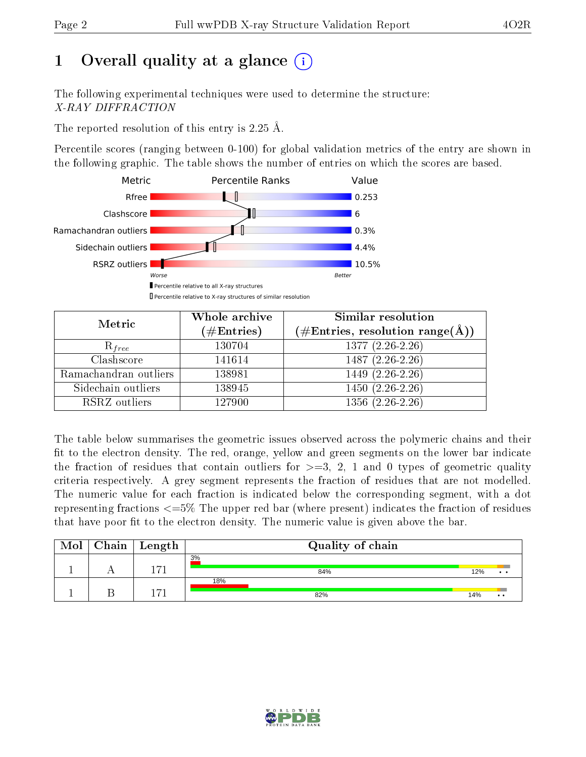# 1 Overall quality at a glance

The following experimental techniques were used to determine the structure:
*X-RAY DIFFRACTION*

The reported resolution of this entry is 2.25 Å.

Percentile scores (ranging between 0-100) for global validation metrics of the entry are shown in the following graphic. The table shows the number of entries on which the scores are based.

| Metric | Value |
|---|---|
| Rfree | 0.253 |
| Clashscore | 6 |
| Ramachandran outliers | 0.3% |
| Sidechain outliers | 4.4% |
| RSRZ outliers | 10.5% |

| Metric | Whole archive (#Entries) | Similar resolution (#Entries, resolution range(Å)) |
|---|---|---|
| $R_{free}$ | 130704 | 1377 (2.26-2.26) |
| Clashscore | 141614 | 1487 (2.26-2.26) |
| Ramachandran outliers | 138981 | 1449 (2.26-2.26) |
| Sidechain outliers | 138945 | 1450 (2.26-2.26) |
| RSRZ outliers | 127900 | 1356 (2.26-2.26) |

The table below summarises the geometric issues observed across the polymeric chains and their fit to the electron density. The red, orange, yellow and green segments on the lower bar indicate the fraction of residues that contain outliers for >=3, 2, 1 and 0 types of geometric quality criteria respectively. A grey segment represents the fraction of residues that are not modelled. The numeric value for each fraction is indicated below the corresponding segment, with a dot representing fractions <=5% The upper red bar (where present) indicates the fraction of residues that have poor fit to the electron density. The numeric value is given above the bar.

| Mol | Chain | Length | Quality of chain |
|---|---|---|---|
| 1 | A | 171 | 3% (poor fit); 84%, 12%, •, • |
| 1 | B | 171 | 18% (poor fit); 82%, 14%, •, • |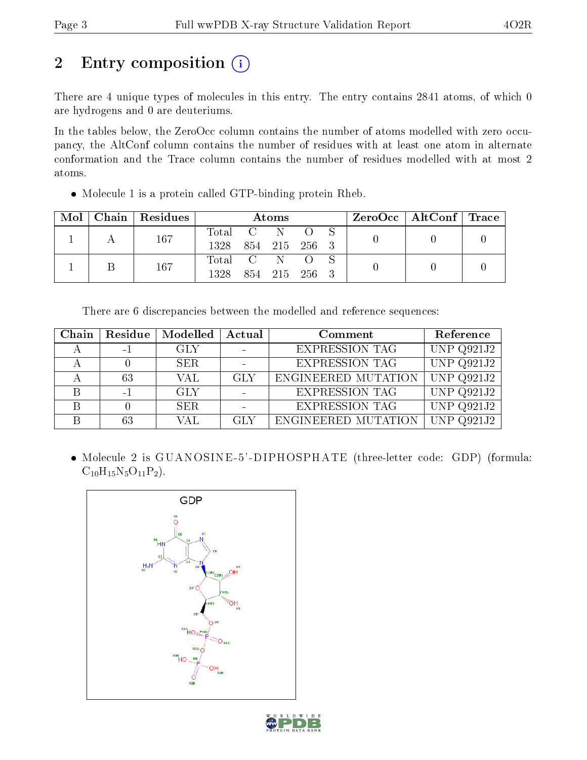# 2 Entry composition

There are 4 unique types of molecules in this entry. The entry contains 2841 atoms, of which 0 are hydrogens and 0 are deuteriums.

In the tables below, the ZeroOcc column contains the number of atoms modelled with zero occupancy, the AltConf column contains the number of residues with at least one atom in alternate conformation and the Trace column contains the number of residues modelled with at most 2 atoms.

- Molecule 1 is a protein called GTP-binding protein Rheb.

| Mol | Chain | Residues | Atoms | | | | | ZeroOcc | AltConf | Trace |
|---|---|---|---|---|---|---|---|---|---|---|
| 1 | A | 167 | Total | C | N | O | S | 0 | 0 | 0 |
| | | | 1328 | 854 | 215 | 256 | 3 | | | |
| 1 | B | 167 | Total | C | N | O | S | 0 | 0 | 0 |
| | | | 1328 | 854 | 215 | 256 | 3 | | | |

There are 6 discrepancies between the modelled and reference sequences:

| Chain | Residue | Modelled | Actual | Comment | Reference |
|---|---|---|---|---|---|
| A | -1 | GLY | - | EXPRESSION TAG | UNP Q921J2 |
| A | 0 | SER | - | EXPRESSION TAG | UNP Q921J2 |
| A | 63 | VAL | GLY | ENGINEERED MUTATION | UNP Q921J2 |
| B | -1 | GLY | - | EXPRESSION TAG | UNP Q921J2 |
| B | 0 | SER | - | EXPRESSION TAG | UNP Q921J2 |
| B | 63 | VAL | GLY | ENGINEERED MUTATION | UNP Q921J2 |

- Molecule 2 is GUANOSINE-5'-DIPHOSPHATE (three-letter code: GDP) (formula: $C_{10}H_{15}N_5O_{11}P_2$).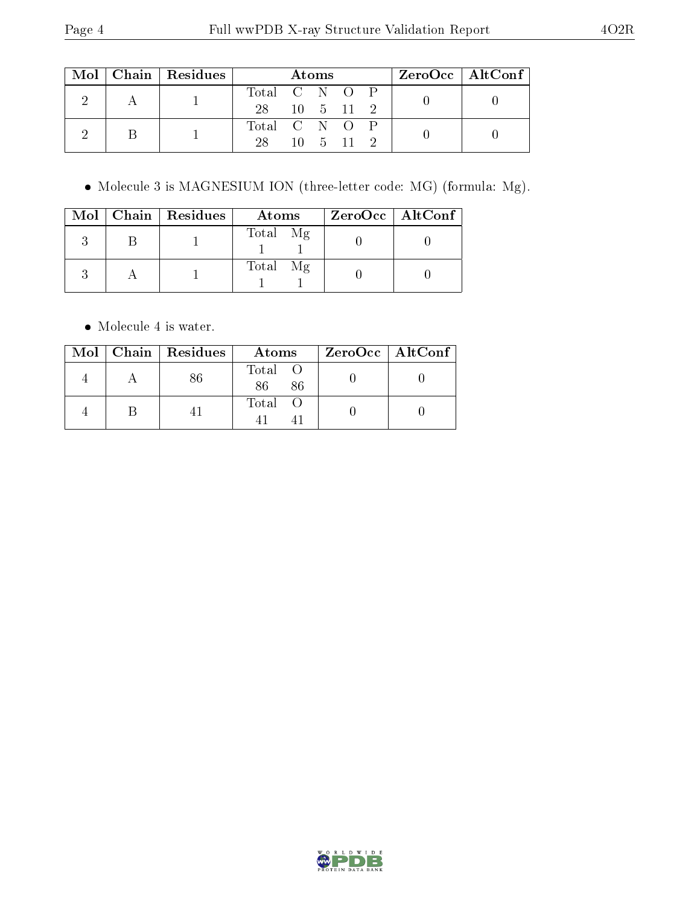| Mol | Chain | Residues | Atoms | | | | | ZeroOcc | AltConf |
|---|---|---|---|---|---|---|---|---|---|
| | | | Total | C | N | O | P | | |
| 2 | A | 1 | 28 | 10 | 5 | 11 | 2 | 0 | 0 |
| 2 | B | 1 | 28 | 10 | 5 | 11 | 2 | 0 | 0 |

- Molecule 3 is MAGNESIUM ION (three-letter code: MG) (formula: Mg).

| Mol | Chain | Residues | Atoms | | ZeroOcc | AltConf |
|---|---|---|---|---|---|---|
| | | | Total | Mg | | |
| 3 | B | 1 | 1 | 1 | 0 | 0 |
| 3 | A | 1 | 1 | 1 | 0 | 0 |

- Molecule 4 is water.

| Mol | Chain | Residues | Atoms | | ZeroOcc | AltConf |
|---|---|---|---|---|---|---|
| | | | Total | O | | |
| 4 | A | 86 | 86 | 86 | 0 | 0 |
| 4 | B | 41 | 41 | 41 | 0 | 0 |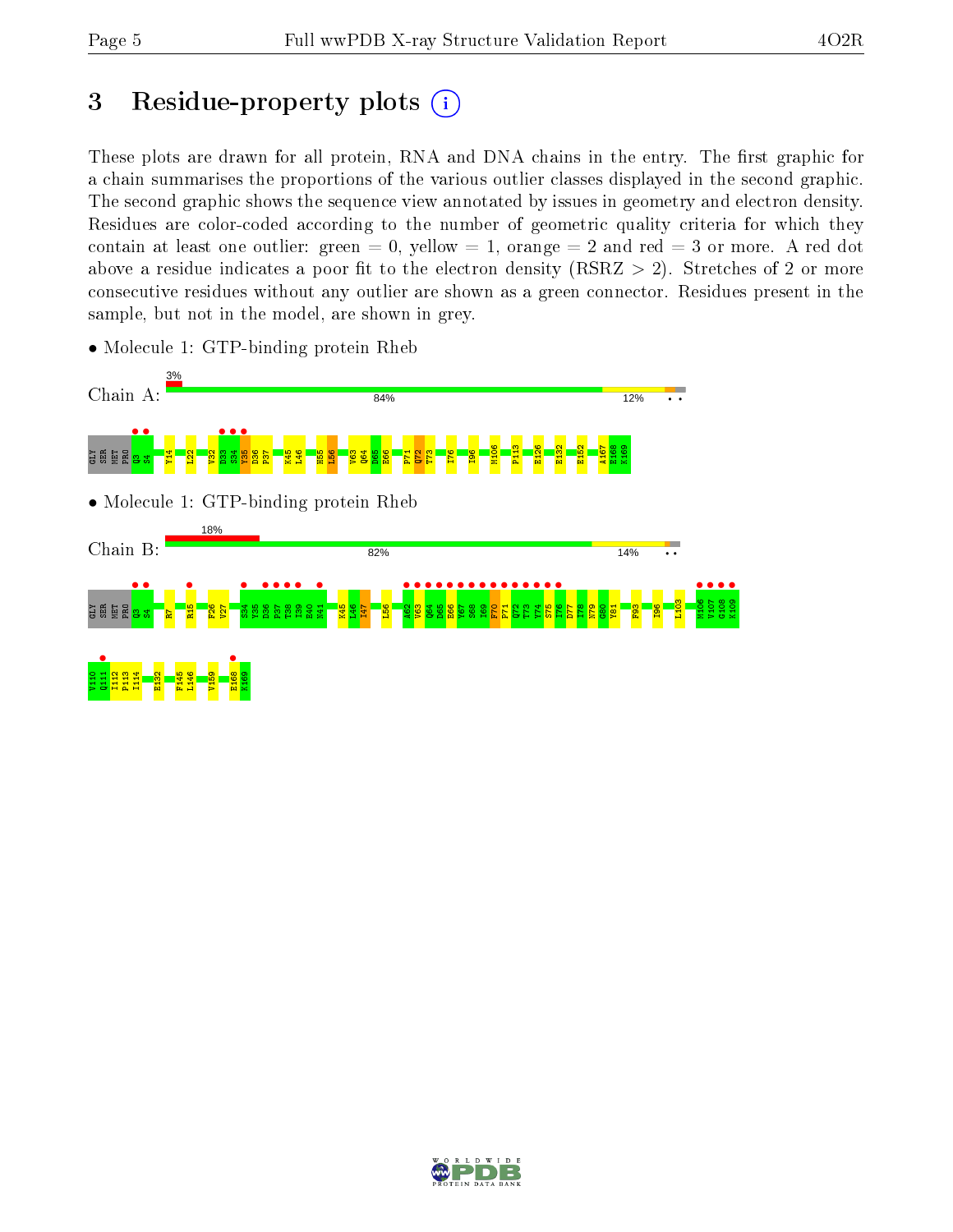# 3 Residue-property plots

These plots are drawn for all protein, RNA and DNA chains in the entry. The first graphic for a chain summarises the proportions of the various outlier classes displayed in the second graphic. The second graphic shows the sequence view annotated by issues in geometry and electron density. Residues are color-coded according to the number of geometric quality criteria for which they contain at least one outlier: green = 0, yellow = 1, orange = 2 and red = 3 or more. A red dot above a residue indicates a poor fit to the electron density (RSRZ > 2). Stretches of 2 or more consecutive residues without any outlier are shown as a green connector. Residues present in the sample, but not in the model, are shown in grey.

- Molecule 1: GTP-binding protein Rheb

Chain A: 3% | 84% | 12% | • •

GLY SER MET PRO Q3 S4 Y14 L22 V32 D33 S34 Y35 D36 P37 K45 L46 H55 L56 V63 Q64 D65 E66 P71 Q72 T73 I76 I96 M106 P113 E126 E132 E152 A167 E168 K169

- Molecule 1: GTP-binding protein Rheb

Chain B: 18% | 82% | 14% | • •

GLY SER MET PRO Q3 S4 R7 R15 F26 V27 S34 Y35 D36 P37 T38 I39 E40 N41 K45 L46 I47 L56 A62 V63 Q64 D65 E66 Y67 S68 I69 F70 P71 Q72 T73 Y74 S75 I76 D77 I78 N79 G80 Y81 F93 I96 L103 M106 V107 G108 K109 V110 Q111 I112 P113 I114 E132 F145 L146 V159 E168 K169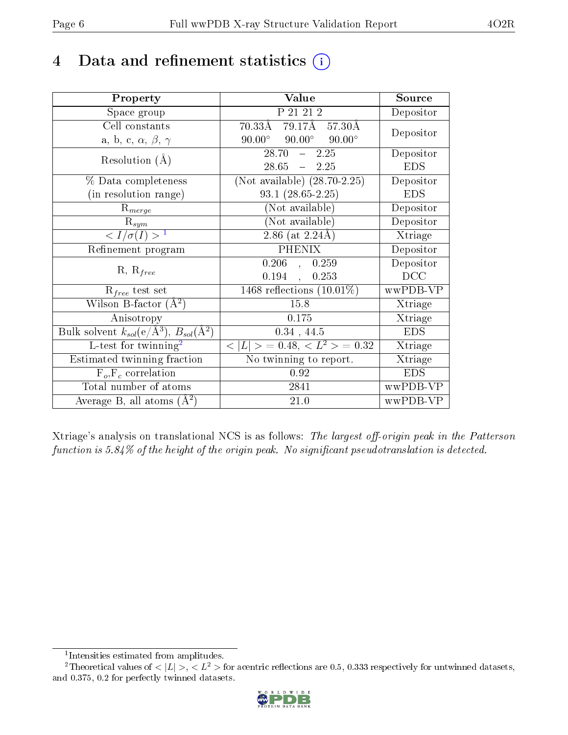# 4 Data and refinement statistics (i)

| Property | Value | Source |
|---|---|---|
| Space group | P 21 21 2 | Depositor |
| Cell constants<br>a, b, c, $\alpha$, $\beta$, $\gamma$ | 70.33Å 79.17Å 57.30Å<br>90.00° 90.00° 90.00° | Depositor |
| Resolution (Å) | 28.70 – 2.25<br>28.65 – 2.25 | Depositor<br>EDS |
| % Data completeness<br>(in resolution range) | (Not available) (28.70-2.25)<br>93.1 (28.65-2.25) | Depositor<br>EDS |
| $R_{merge}$ | (Not available) | Depositor |
| $R_{sym}$ | (Not available) | Depositor |
| $< I/\sigma(I) >$ [1] | 2.86 (at 2.24Å) | Xtriage |
| Refinement program | PHENIX | Depositor |
| R, $R_{free}$ | 0.206 , 0.259<br>0.194 , 0.253 | Depositor<br>DCC |
| $R_{free}$ test set | 1468 reflections (10.01%) | wwPDB-VP |
| Wilson B-factor (Å$^2$) | 15.8 | Xtriage |
| Anisotropy | 0.175 | Xtriage |
| Bulk solvent $k_{sol}$(e/Å$^3$), $B_{sol}$(Å$^2$) | 0.34 , 44.5 | EDS |
| L-test for twinning[2] | $< \|L\| >$ = 0.48, $< L^2 >$ = 0.32 | Xtriage |
| Estimated twinning fraction | No twinning to report. | Xtriage |
| $F_o$,$F_c$ correlation | 0.92 | EDS |
| Total number of atoms | 2841 | wwPDB-VP |
| Average B, all atoms (Å$^2$) | 21.0 | wwPDB-VP |

Xtriage's analysis on translational NCS is as follows: *The largest off-origin peak in the Patterson function is 5.84% of the height of the origin peak. No significant pseudotranslation is detected.*

[1] Intensities estimated from amplitudes.

[2] Theoretical values of $< |L| >$, $< L^2 >$ for acentric reflections are 0.5, 0.333 respectively for untwinned datasets, and 0.375, 0.2 for perfectly twinned datasets.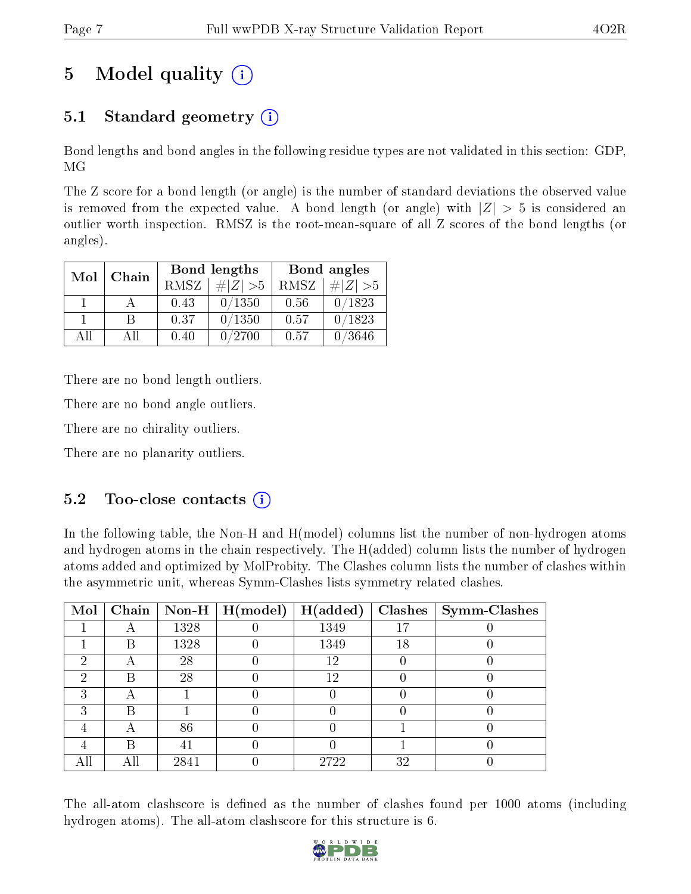# 5 Model quality (i)

## 5.1 Standard geometry (i)

Bond lengths and bond angles in the following residue types are not validated in this section: GDP, MG

The Z score for a bond length (or angle) is the number of standard deviations the observed value is removed from the expected value. A bond length (or angle) with $|Z| > 5$ is considered an outlier worth inspection. RMSZ is the root-mean-square of all Z scores of the bond lengths (or angles).

| Mol | Chain | Bond lengths | | Bond angles | |
|---|---|---|---|---|---|
| | | RMSZ | $\#\|Z\| > 5$ | RMSZ | $\#\|Z\| > 5$ |
| 1 | A | 0.43 | 0/1350 | 0.56 | 0/1823 |
| 1 | B | 0.37 | 0/1350 | 0.57 | 0/1823 |
| All | All | 0.40 | 0/2700 | 0.57 | 0/3646 |

There are no bond length outliers.

There are no bond angle outliers.

There are no chirality outliers.

There are no planarity outliers.

## 5.2 Too-close contacts (i)

In the following table, the Non-H and H(model) columns list the number of non-hydrogen atoms and hydrogen atoms in the chain respectively. The H(added) column lists the number of hydrogen atoms added and optimized by MolProbity. The Clashes column lists the number of clashes within the asymmetric unit, whereas Symm-Clashes lists symmetry related clashes.

| Mol | Chain | Non-H | H(model) | H(added) | Clashes | Symm-Clashes |
|---|---|---|---|---|---|---|
| 1 | A | 1328 | 0 | 1349 | 17 | 0 |
| 1 | B | 1328 | 0 | 1349 | 18 | 0 |
| 2 | A | 28 | 0 | 12 | 0 | 0 |
| 2 | B | 28 | 0 | 12 | 0 | 0 |
| 3 | A | 1 | 0 | 0 | 0 | 0 |
| 3 | B | 1 | 0 | 0 | 0 | 0 |
| 4 | A | 86 | 0 | 0 | 1 | 0 |
| 4 | B | 41 | 0 | 0 | 1 | 0 |
| All | All | 2841 | 0 | 2722 | 32 | 0 |

The all-atom clashscore is defined as the number of clashes found per 1000 atoms (including hydrogen atoms). The all-atom clashscore for this structure is 6.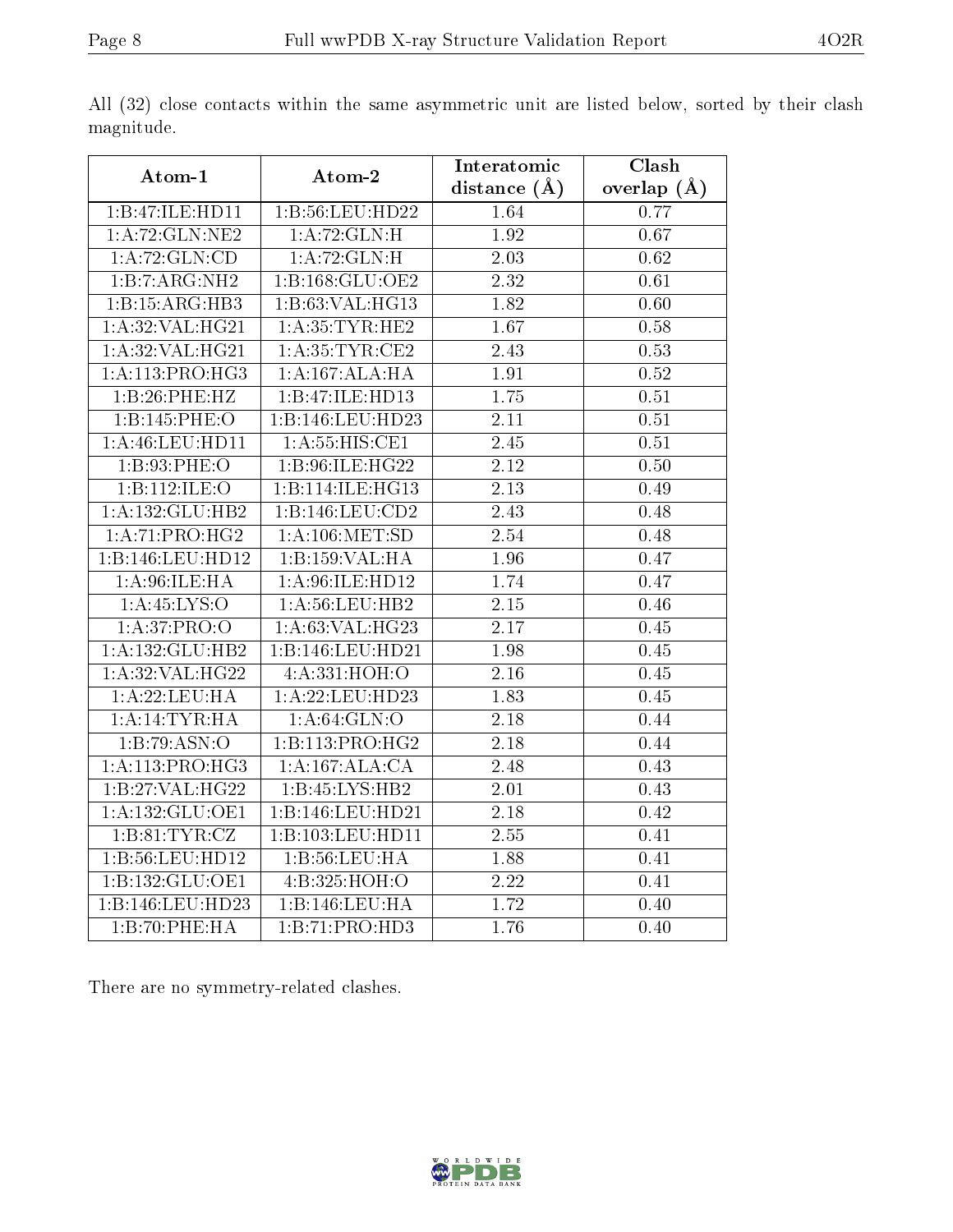All (32) close contacts within the same asymmetric unit are listed below, sorted by their clash magnitude.

| Atom-1 | Atom-2 | Interatomic distance (Å) | Clash overlap (Å) |
|---|---|---|---|
| 1:B:47:ILE:HD11 | 1:B:56:LEU:HD22 | 1.64 | 0.77 |
| 1:A:72:GLN:NE2 | 1:A:72:GLN:H | 1.92 | 0.67 |
| 1:A:72:GLN:CD | 1:A:72:GLN:H | 2.03 | 0.62 |
| 1:B:7:ARG:NH2 | 1:B:168:GLU:OE2 | 2.32 | 0.61 |
| 1:B:15:ARG:HB3 | 1:B:63:VAL:HG13 | 1.82 | 0.60 |
| 1:A:32:VAL:HG21 | 1:A:35:TYR:HE2 | 1.67 | 0.58 |
| 1:A:32:VAL:HG21 | 1:A:35:TYR:CE2 | 2.43 | 0.53 |
| 1:A:113:PRO:HG3 | 1:A:167:ALA:HA | 1.91 | 0.52 |
| 1:B:26:PHE:HZ | 1:B:47:ILE:HD13 | 1.75 | 0.51 |
| 1:B:145:PHE:O | 1:B:146:LEU:HD23 | 2.11 | 0.51 |
| 1:A:46:LEU:HD11 | 1:A:55:HIS:CE1 | 2.45 | 0.51 |
| 1:B:93:PHE:O | 1:B:96:ILE:HG22 | 2.12 | 0.50 |
| 1:B:112:ILE:O | 1:B:114:ILE:HG13 | 2.13 | 0.49 |
| 1:A:132:GLU:HB2 | 1:B:146:LEU:CD2 | 2.43 | 0.48 |
| 1:A:71:PRO:HG2 | 1:A:106:MET:SD | 2.54 | 0.48 |
| 1:B:146:LEU:HD12 | 1:B:159:VAL:HA | 1.96 | 0.47 |
| 1:A:96:ILE:HA | 1:A:96:ILE:HD12 | 1.74 | 0.47 |
| 1:A:45:LYS:O | 1:A:56:LEU:HB2 | 2.15 | 0.46 |
| 1:A:37:PRO:O | 1:A:63:VAL:HG23 | 2.17 | 0.45 |
| 1:A:132:GLU:HB2 | 1:B:146:LEU:HD21 | 1.98 | 0.45 |
| 1:A:32:VAL:HG22 | 4:A:331:HOH:O | 2.16 | 0.45 |
| 1:A:22:LEU:HA | 1:A:22:LEU:HD23 | 1.83 | 0.45 |
| 1:A:14:TYR:HA | 1:A:64:GLN:O | 2.18 | 0.44 |
| 1:B:79:ASN:O | 1:B:113:PRO:HG2 | 2.18 | 0.44 |
| 1:A:113:PRO:HG3 | 1:A:167:ALA:CA | 2.48 | 0.43 |
| 1:B:27:VAL:HG22 | 1:B:45:LYS:HB2 | 2.01 | 0.43 |
| 1:A:132:GLU:OE1 | 1:B:146:LEU:HD21 | 2.18 | 0.42 |
| 1:B:81:TYR:CZ | 1:B:103:LEU:HD11 | 2.55 | 0.41 |
| 1:B:56:LEU:HD12 | 1:B:56:LEU:HA | 1.88 | 0.41 |
| 1:B:132:GLU:OE1 | 4:B:325:HOH:O | 2.22 | 0.41 |
| 1:B:146:LEU:HD23 | 1:B:146:LEU:HA | 1.72 | 0.40 |
| 1:B:70:PHE:HA | 1:B:71:PRO:HD3 | 1.76 | 0.40 |

There are no symmetry-related clashes.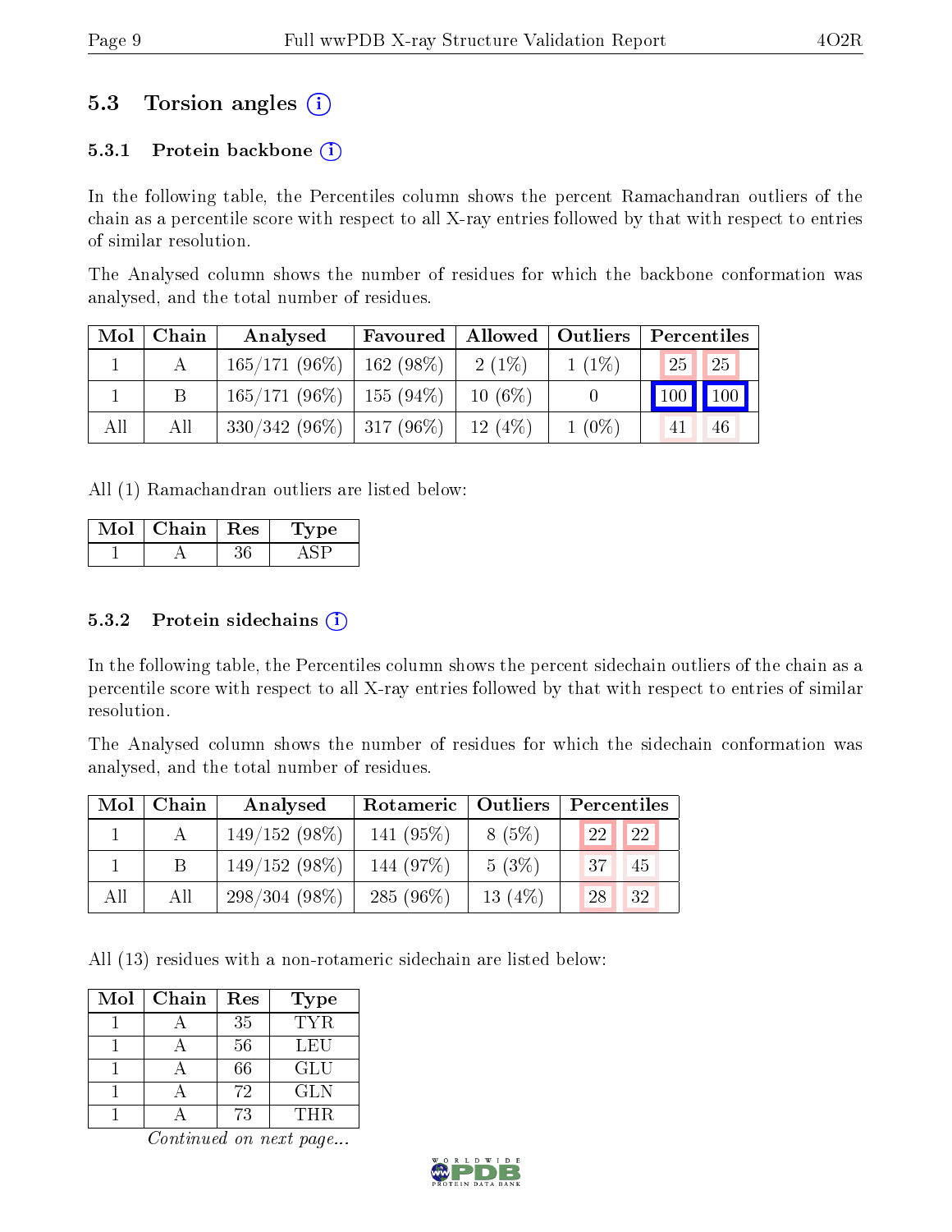## 5.3 Torsion angles (i)

### 5.3.1 Protein backbone (i)

In the following table, the Percentiles column shows the percent Ramachandran outliers of the chain as a percentile score with respect to all X-ray entries followed by that with respect to entries of similar resolution.

The Analysed column shows the number of residues for which the backbone conformation was analysed, and the total number of residues.

| Mol | Chain | Analysed | Favoured | Allowed | Outliers | Percentiles | |
|---|---|---|---|---|---|---|---|
| 1 | A | 165/171 (96%) | 162 (98%) | 2 (1%) | 1 (1%) | 25 | 25 |
| 1 | B | 165/171 (96%) | 155 (94%) | 10 (6%) | 0 | 100 | 100 |
| All | All | 330/342 (96%) | 317 (96%) | 12 (4%) | 1 (0%) | 41 | 46 |

All (1) Ramachandran outliers are listed below:

| Mol | Chain | Res | Type |
|---|---|---|---|
| 1 | A | 36 | ASP |

### 5.3.2 Protein sidechains (i)

In the following table, the Percentiles column shows the percent sidechain outliers of the chain as a percentile score with respect to all X-ray entries followed by that with respect to entries of similar resolution.

The Analysed column shows the number of residues for which the sidechain conformation was analysed, and the total number of residues.

| Mol | Chain | Analysed | Rotameric | Outliers | Percentiles | |
|---|---|---|---|---|---|---|
| 1 | A | 149/152 (98%) | 141 (95%) | 8 (5%) | 22 | 22 |
| 1 | B | 149/152 (98%) | 144 (97%) | 5 (3%) | 37 | 45 |
| All | All | 298/304 (98%) | 285 (96%) | 13 (4%) | 28 | 32 |

All (13) residues with a non-rotameric sidechain are listed below:

| Mol | Chain | Res | Type |
|---|---|---|---|
| 1 | A | 35 | TYR |
| 1 | A | 56 | LEU |
| 1 | A | 66 | GLU |
| 1 | A | 72 | GLN |
| 1 | A | 73 | THR |

*Continued on next page...*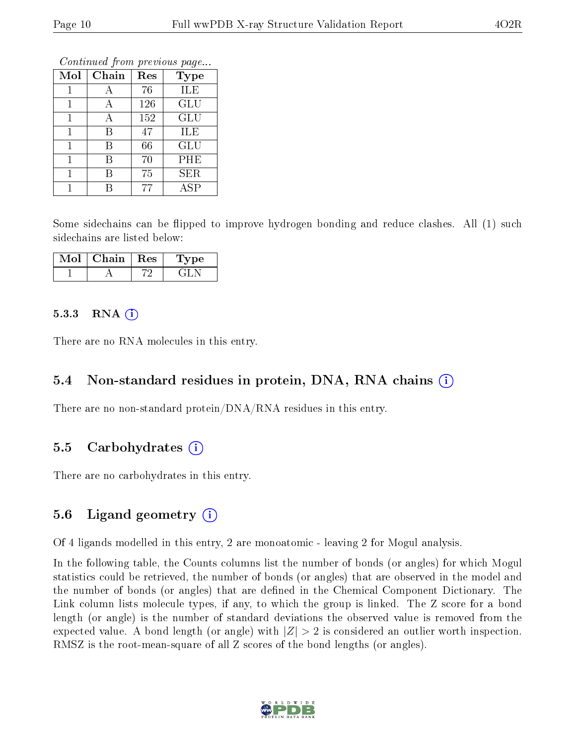*Continued from previous page...*

| Mol | Chain | Res | Type |
|---|---|---|---|
| 1 | A | 76 | ILE |
| 1 | A | 126 | GLU |
| 1 | A | 152 | GLU |
| 1 | B | 47 | ILE |
| 1 | B | 66 | GLU |
| 1 | B | 70 | PHE |
| 1 | B | 75 | SER |
| 1 | B | 77 | ASP |

Some sidechains can be flipped to improve hydrogen bonding and reduce clashes. All (1) such sidechains are listed below:

| Mol | Chain | Res | Type |
|---|---|---|---|
| 1 | A | 72 | GLN |

#### 5.3.3 RNA

There are no RNA molecules in this entry.

### 5.4 Non-standard residues in protein, DNA, RNA chains

There are no non-standard protein/DNA/RNA residues in this entry.

### 5.5 Carbohydrates

There are no carbohydrates in this entry.

### 5.6 Ligand geometry

Of 4 ligands modelled in this entry, 2 are monoatomic - leaving 2 for Mogul analysis.

In the following table, the Counts columns list the number of bonds (or angles) for which Mogul statistics could be retrieved, the number of bonds (or angles) that are observed in the model and the number of bonds (or angles) that are defined in the Chemical Component Dictionary. The Link column lists molecule types, if any, to which the group is linked. The Z score for a bond length (or angle) is the number of standard deviations the observed value is removed from the expected value. A bond length (or angle) with $|Z| > 2$ is considered an outlier worth inspection. RMSZ is the root-mean-square of all Z scores of the bond lengths (or angles).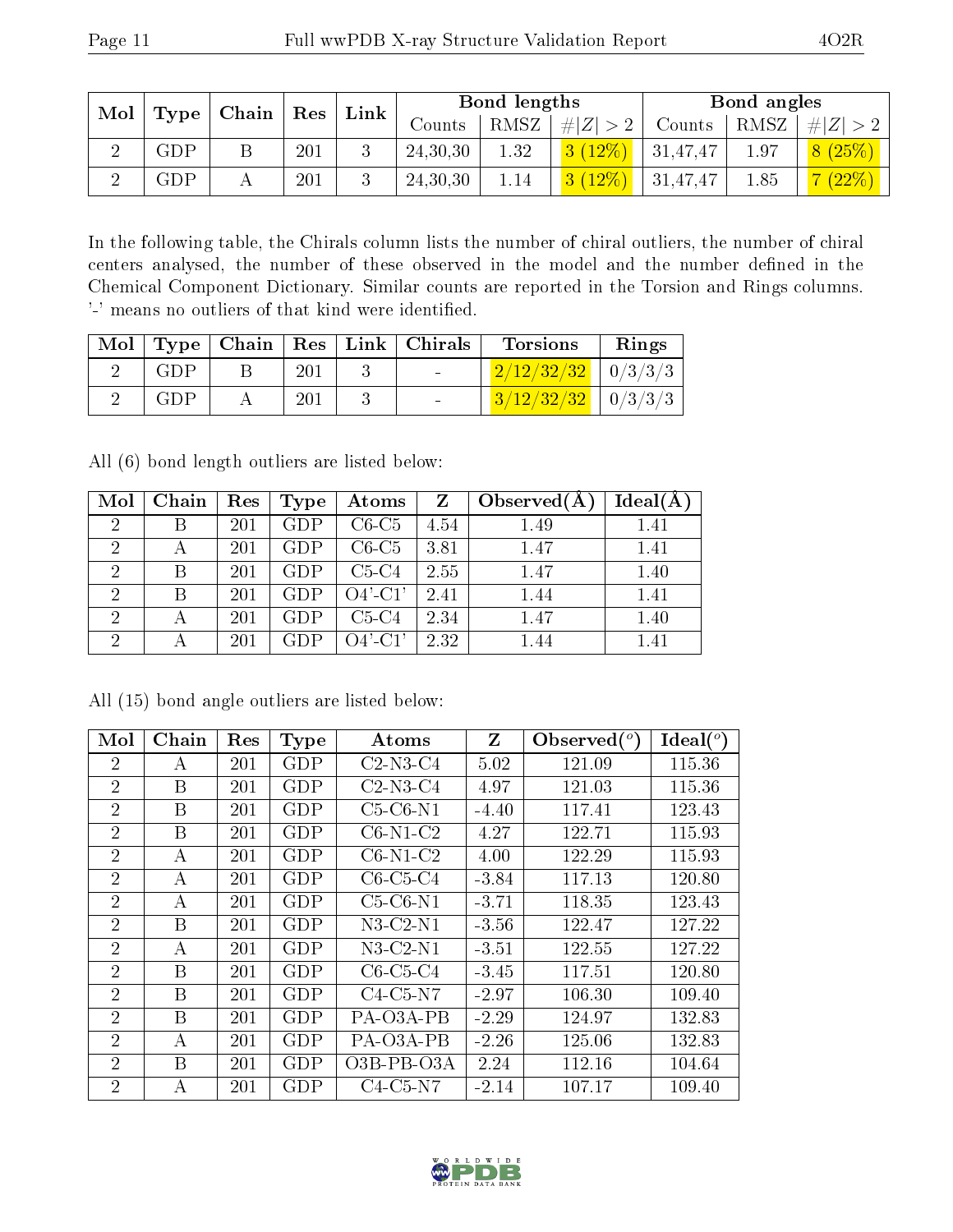| Mol | Type | Chain | Res | Link | Bond lengths | | | Bond angles | | |
|---|---|---|---|---|---|---|---|---|---|---|
| | | | | | Counts | RMSZ | #\|Z\| > 2 | Counts | RMSZ | #\|Z\| > 2 |
| 2 | GDP | B | 201 | 3 | 24,30,30 | 1.32 | 3 (12%) | 31,47,47 | 1.97 | 8 (25%) |
| 2 | GDP | A | 201 | 3 | 24,30,30 | 1.14 | 3 (12%) | 31,47,47 | 1.85 | 7 (22%) |

In the following table, the Chirals column lists the number of chiral outliers, the number of chiral centers analysed, the number of these observed in the model and the number defined in the Chemical Component Dictionary. Similar counts are reported in the Torsion and Rings columns. '-' means no outliers of that kind were identified.

| Mol | Type | Chain | Res | Link | Chirals | Torsions | Rings |
|---|---|---|---|---|---|---|---|
| 2 | GDP | B | 201 | 3 | - | 2/12/32/32 | 0/3/3/3 |
| 2 | GDP | A | 201 | 3 | - | 3/12/32/32 | 0/3/3/3 |

All (6) bond length outliers are listed below:

| Mol | Chain | Res | Type | Atoms | Z | Observed(Å) | Ideal(Å) |
|---|---|---|---|---|---|---|---|
| 2 | B | 201 | GDP | C6-C5 | 4.54 | 1.49 | 1.41 |
| 2 | A | 201 | GDP | C6-C5 | 3.81 | 1.47 | 1.41 |
| 2 | B | 201 | GDP | C5-C4 | 2.55 | 1.47 | 1.40 |
| 2 | B | 201 | GDP | O4'-C1' | 2.41 | 1.44 | 1.41 |
| 2 | A | 201 | GDP | C5-C4 | 2.34 | 1.47 | 1.40 |
| 2 | A | 201 | GDP | O4'-C1' | 2.32 | 1.44 | 1.41 |

All (15) bond angle outliers are listed below:

| Mol | Chain | Res | Type | Atoms | Z | Observed(°) | Ideal(°) |
|---|---|---|---|---|---|---|---|
| 2 | A | 201 | GDP | C2-N3-C4 | 5.02 | 121.09 | 115.36 |
| 2 | B | 201 | GDP | C2-N3-C4 | 4.97 | 121.03 | 115.36 |
| 2 | B | 201 | GDP | C5-C6-N1 | -4.40 | 117.41 | 123.43 |
| 2 | B | 201 | GDP | C6-N1-C2 | 4.27 | 122.71 | 115.93 |
| 2 | A | 201 | GDP | C6-N1-C2 | 4.00 | 122.29 | 115.93 |
| 2 | A | 201 | GDP | C6-C5-C4 | -3.84 | 117.13 | 120.80 |
| 2 | A | 201 | GDP | C5-C6-N1 | -3.71 | 118.35 | 123.43 |
| 2 | B | 201 | GDP | N3-C2-N1 | -3.56 | 122.47 | 127.22 |
| 2 | A | 201 | GDP | N3-C2-N1 | -3.51 | 122.55 | 127.22 |
| 2 | B | 201 | GDP | C6-C5-C4 | -3.45 | 117.51 | 120.80 |
| 2 | B | 201 | GDP | C4-C5-N7 | -2.97 | 106.30 | 109.40 |
| 2 | B | 201 | GDP | PA-O3A-PB | -2.29 | 124.97 | 132.83 |
| 2 | A | 201 | GDP | PA-O3A-PB | -2.26 | 125.06 | 132.83 |
| 2 | B | 201 | GDP | O3B-PB-O3A | 2.24 | 112.16 | 104.64 |
| 2 | A | 201 | GDP | C4-C5-N7 | -2.14 | 107.17 | 109.40 |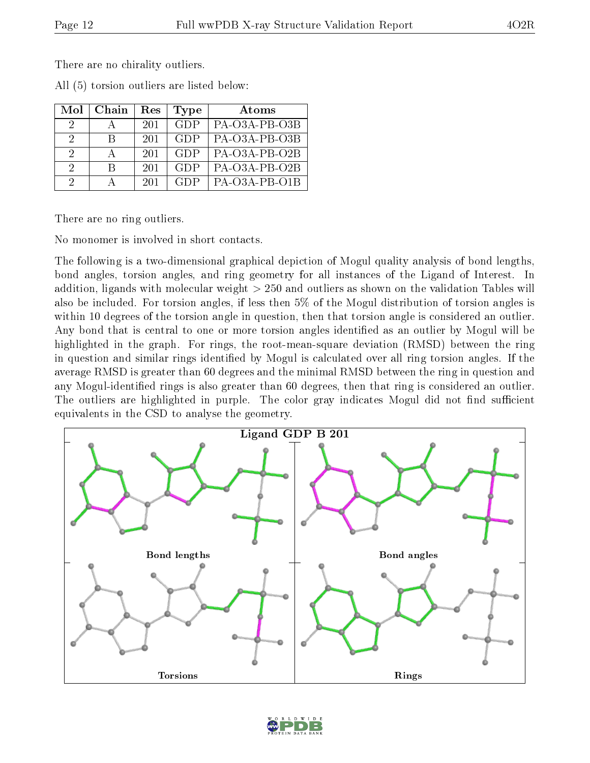There are no chirality outliers.

All (5) torsion outliers are listed below:

| Mol | Chain | Res | Type | Atoms |
|---|---|---|---|---|
| 2 | A | 201 | GDP | PA-O3A-PB-O3B |
| 2 | B | 201 | GDP | PA-O3A-PB-O3B |
| 2 | A | 201 | GDP | PA-O3A-PB-O2B |
| 2 | B | 201 | GDP | PA-O3A-PB-O2B |
| 2 | A | 201 | GDP | PA-O3A-PB-O1B |

There are no ring outliers.

No monomer is involved in short contacts.

The following is a two-dimensional graphical depiction of Mogul quality analysis of bond lengths, bond angles, torsion angles, and ring geometry for all instances of the Ligand of Interest. In addition, ligands with molecular weight > 250 and outliers as shown on the validation Tables will also be included. For torsion angles, if less then 5% of the Mogul distribution of torsion angles is within 10 degrees of the torsion angle in question, then that torsion angle is considered an outlier. Any bond that is central to one or more torsion angles identified as an outlier by Mogul will be highlighted in the graph. For rings, the root-mean-square deviation (RMSD) between the ring in question and similar rings identified by Mogul is calculated over all ring torsion angles. If the average RMSD is greater than 60 degrees and the minimal RMSD between the ring in question and any Mogul-identified rings is also greater than 60 degrees, then that ring is considered an outlier. The outliers are highlighted in purple. The color gray indicates Mogul did not find sufficient equivalents in the CSD to analyse the geometry.

Ligand GDP B 201

Bond lengths

Bond angles

Torsions

Rings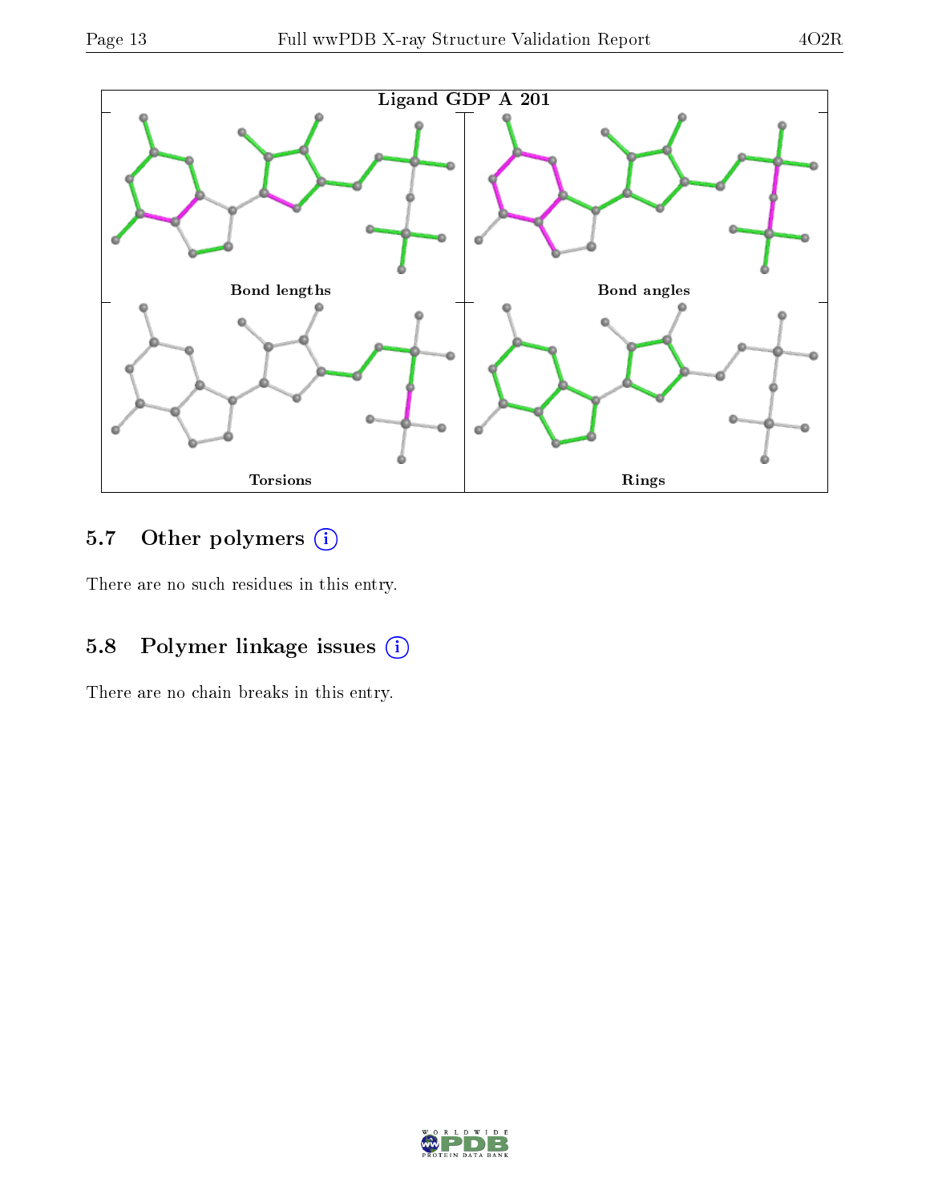Ligand GDP A 201

Bond lengths

Bond angles

Torsions

Rings

## 5.7 Other polymers (i)

There are no such residues in this entry.

## 5.8 Polymer linkage issues (i)

There are no chain breaks in this entry.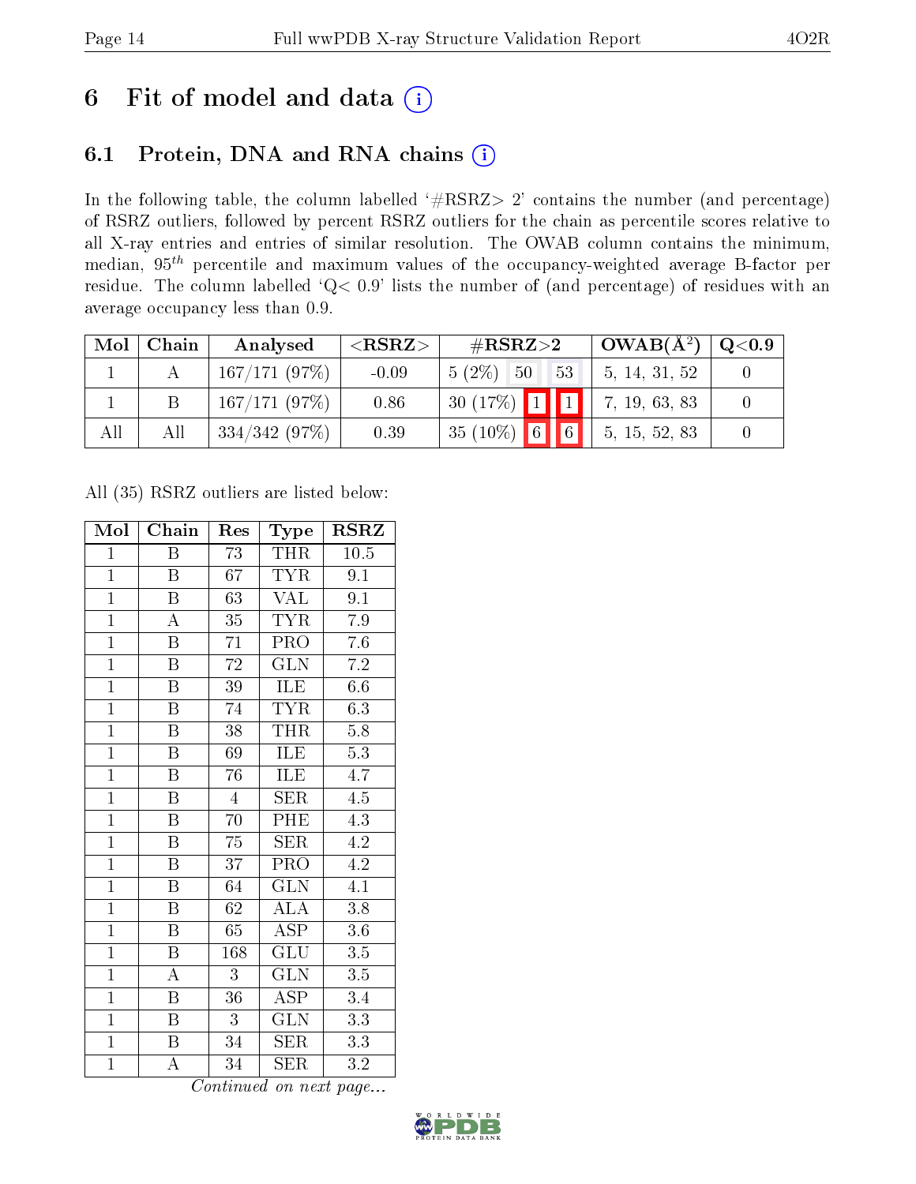# 6 Fit of model and data

## 6.1 Protein, DNA and RNA chains

In the following table, the column labelled '#RSRZ> 2' contains the number (and percentage) of RSRZ outliers, followed by percent RSRZ outliers for the chain as percentile scores relative to all X-ray entries and entries of similar resolution. The OWAB column contains the minimum, median, $95^{th}$ percentile and maximum values of the occupancy-weighted average B-factor per residue. The column labelled 'Q< 0.9' lists the number of (and percentage) of residues with an average occupancy less than 0.9.

| Mol | Chain | Analysed | <RSRZ> | #RSRZ>2 | | | OWAB(Å$^2$) | Q<0.9 |
|---|---|---|---|---|---|---|---|---|
| 1 | A | 167/171 (97%) | -0.09 | 5 (2%) | 50 | 53 | 5, 14, 31, 52 | 0 |
| 1 | B | 167/171 (97%) | 0.86 | 30 (17%) | 1 | 1 | 7, 19, 63, 83 | 0 |
| All | All | 334/342 (97%) | 0.39 | 35 (10%) | 6 | 6 | 5, 15, 52, 83 | 0 |

All (35) RSRZ outliers are listed below:

| Mol | Chain | Res | Type | RSRZ |
|---|---|---|---|---|
| 1 | B | 73 | THR | 10.5 |
| 1 | B | 67 | TYR | 9.1 |
| 1 | B | 63 | VAL | 9.1 |
| 1 | A | 35 | TYR | 7.9 |
| 1 | B | 71 | PRO | 7.6 |
| 1 | B | 72 | GLN | 7.2 |
| 1 | B | 39 | ILE | 6.6 |
| 1 | B | 74 | TYR | 6.3 |
| 1 | B | 38 | THR | 5.8 |
| 1 | B | 69 | ILE | 5.3 |
| 1 | B | 76 | ILE | 4.7 |
| 1 | B | 4 | SER | 4.5 |
| 1 | B | 70 | PHE | 4.3 |
| 1 | B | 75 | SER | 4.2 |
| 1 | B | 37 | PRO | 4.2 |
| 1 | B | 64 | GLN | 4.1 |
| 1 | B | 62 | ALA | 3.8 |
| 1 | B | 65 | ASP | 3.6 |
| 1 | B | 168 | GLU | 3.5 |
| 1 | A | 3 | GLN | 3.5 |
| 1 | B | 36 | ASP | 3.4 |
| 1 | B | 3 | GLN | 3.3 |
| 1 | B | 34 | SER | 3.3 |
| 1 | A | 34 | SER | 3.2 |

*Continued on next page...*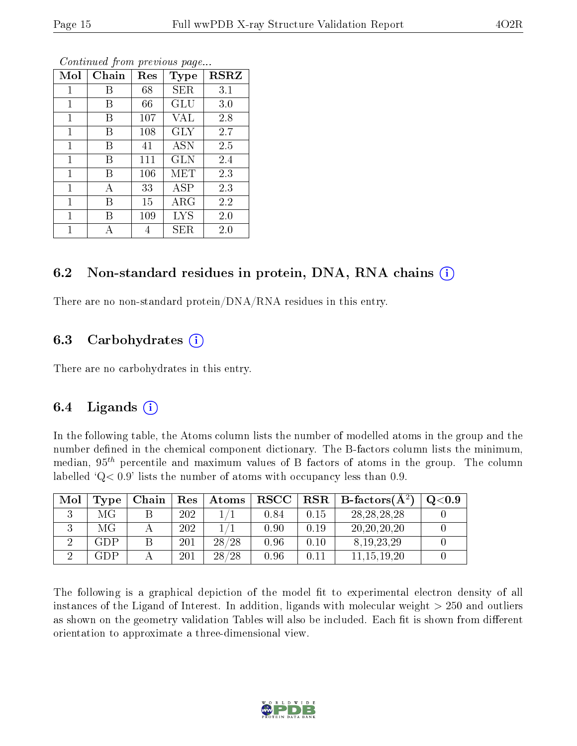*Continued from previous page...*

| Mol | Chain | Res | Type | RSRZ |
|---|---|---|---|---|
| 1 | B | 68 | SER | 3.1 |
| 1 | B | 66 | GLU | 3.0 |
| 1 | B | 107 | VAL | 2.8 |
| 1 | B | 108 | GLY | 2.7 |
| 1 | B | 41 | ASN | 2.5 |
| 1 | B | 111 | GLN | 2.4 |
| 1 | B | 106 | MET | 2.3 |
| 1 | A | 33 | ASP | 2.3 |
| 1 | B | 15 | ARG | 2.2 |
| 1 | B | 109 | LYS | 2.0 |
| 1 | A | 4 | SER | 2.0 |

### 6.2 Non-standard residues in protein, DNA, RNA chains (i)

There are no non-standard protein/DNA/RNA residues in this entry.

### 6.3 Carbohydrates (i)

There are no carbohydrates in this entry.

### 6.4 Ligands (i)

In the following table, the Atoms column lists the number of modelled atoms in the group and the number defined in the chemical component dictionary. The B-factors column lists the minimum, median, $95^{th}$ percentile and maximum values of B factors of atoms in the group. The column labelled 'Q< 0.9' lists the number of atoms with occupancy less than 0.9.

| Mol | Type | Chain | Res | Atoms | RSCC | RSR | B-factors(Å$^2$) | Q<0.9 |
|---|---|---|---|---|---|---|---|---|
| 3 | MG | B | 202 | 1/1 | 0.84 | 0.15 | 28,28,28,28 | 0 |
| 3 | MG | A | 202 | 1/1 | 0.90 | 0.19 | 20,20,20,20 | 0 |
| 2 | GDP | B | 201 | 28/28 | 0.96 | 0.10 | 8,19,23,29 | 0 |
| 2 | GDP | A | 201 | 28/28 | 0.96 | 0.11 | 11,15,19,20 | 0 |

The following is a graphical depiction of the model fit to experimental electron density of all instances of the Ligand of Interest. In addition, ligands with molecular weight > 250 and outliers as shown on the geometry validation Tables will also be included. Each fit is shown from different orientation to approximate a three-dimensional view.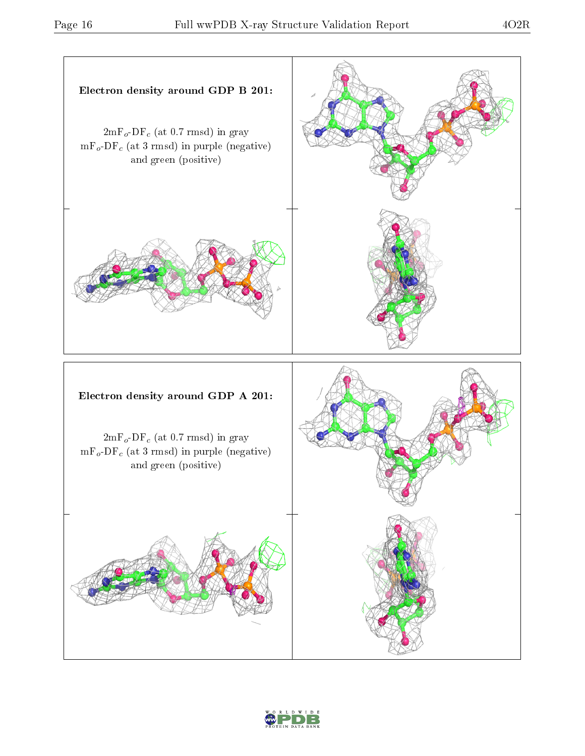**Electron density around GDP B 201:**

$2mF_o$-$DF_c$ (at 0.7 rmsd) in gray
$mF_o$-$DF_c$ (at 3 rmsd) in purple (negative)
and green (positive)

**Electron density around GDP A 201:**

$2mF_o$-$DF_c$ (at 0.7 rmsd) in gray
$mF_o$-$DF_c$ (at 3 rmsd) in purple (negative)
and green (positive)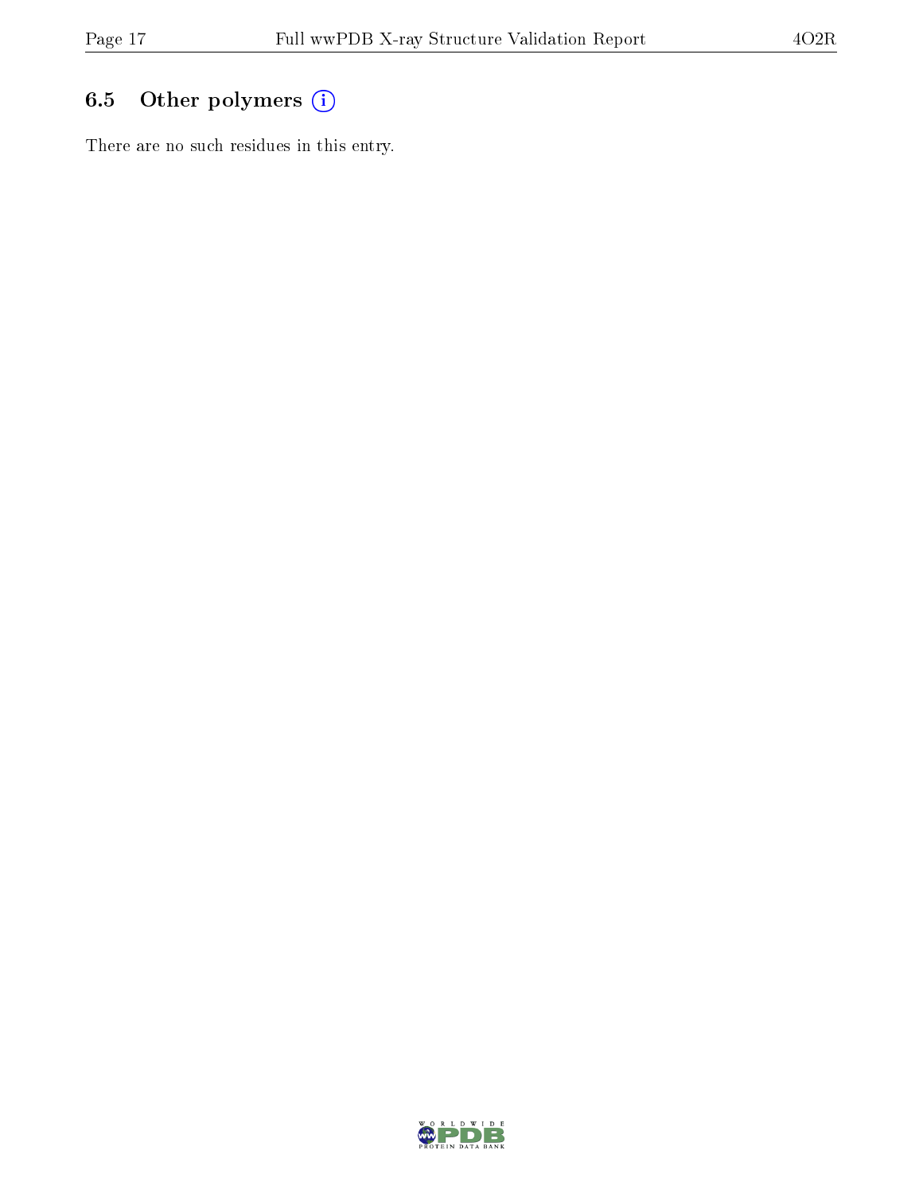### 6.5 Other polymers (i)

There are no such residues in this entry.